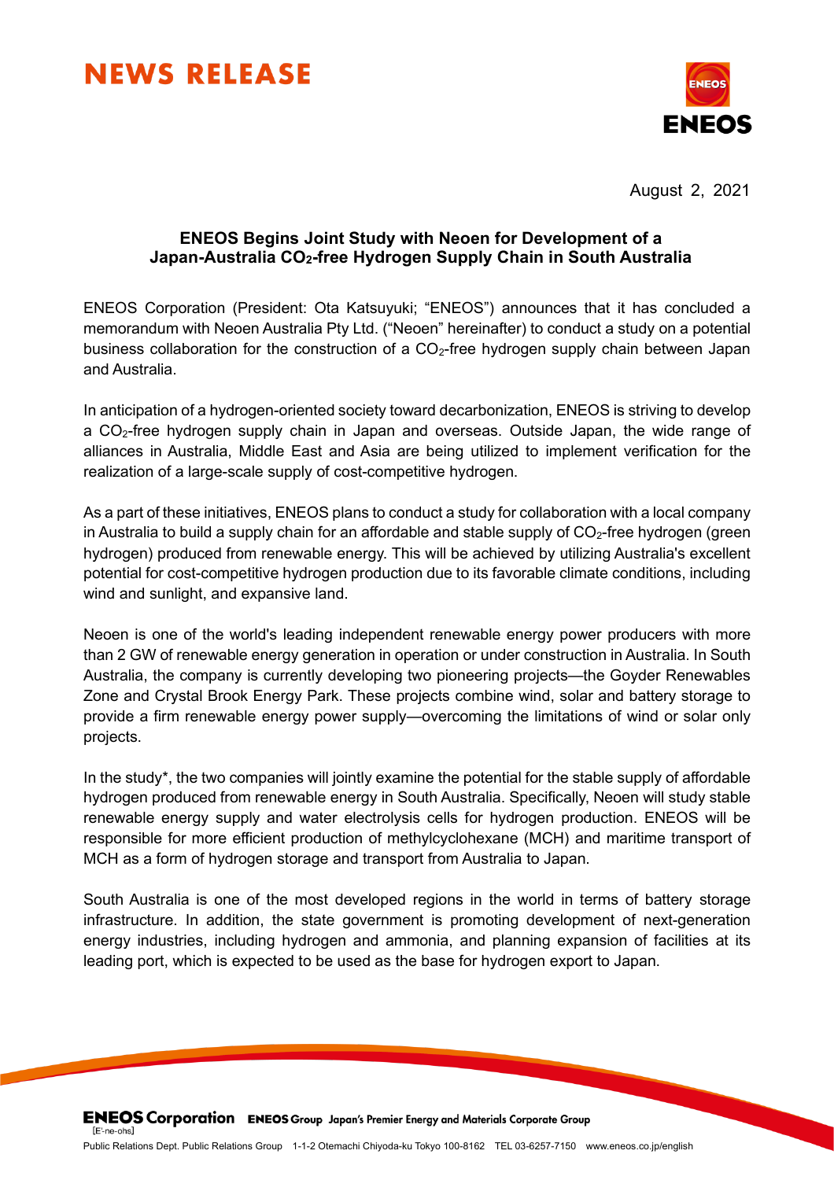# NEWS RELEASE

August 2, 2021

## ENEOS Begins Joint Study with Neoen for Development of a Japan-Australia $CO_2$-free Hydrogen Supply Chain in South Australia

ENEOS Corporation (President: Ota Katsuyuki; "ENEOS") announces that it has concluded a memorandum with Neoen Australia Pty Ltd. ("Neoen" hereinafter) to conduct a study on a potential business collaboration for the construction of a $CO_2$-free hydrogen supply chain between Japan and Australia.

In anticipation of a hydrogen-oriented society toward decarbonization, ENEOS is striving to develop a $CO_2$-free hydrogen supply chain in Japan and overseas. Outside Japan, the wide range of alliances in Australia, Middle East and Asia are being utilized to implement verification for the realization of a large-scale supply of cost-competitive hydrogen.

As a part of these initiatives, ENEOS plans to conduct a study for collaboration with a local company in Australia to build a supply chain for an affordable and stable supply of $CO_2$-free hydrogen (green hydrogen) produced from renewable energy. This will be achieved by utilizing Australia's excellent potential for cost-competitive hydrogen production due to its favorable climate conditions, including wind and sunlight, and expansive land.

Neoen is one of the world's leading independent renewable energy power producers with more than 2 GW of renewable energy generation in operation or under construction in Australia. In South Australia, the company is currently developing two pioneering projects—the Goyder Renewables Zone and Crystal Brook Energy Park. These projects combine wind, solar and battery storage to provide a firm renewable energy power supply—overcoming the limitations of wind or solar only projects.

In the study*, the two companies will jointly examine the potential for the stable supply of affordable hydrogen produced from renewable energy in South Australia. Specifically, Neoen will study stable renewable energy supply and water electrolysis cells for hydrogen production. ENEOS will be responsible for more efficient production of methylcyclohexane (MCH) and maritime transport of MCH as a form of hydrogen storage and transport from Australia to Japan.

South Australia is one of the most developed regions in the world in terms of battery storage infrastructure. In addition, the state government is promoting development of next-generation energy industries, including hydrogen and ammonia, and planning expansion of facilities at its leading port, which is expected to be used as the base for hydrogen export to Japan.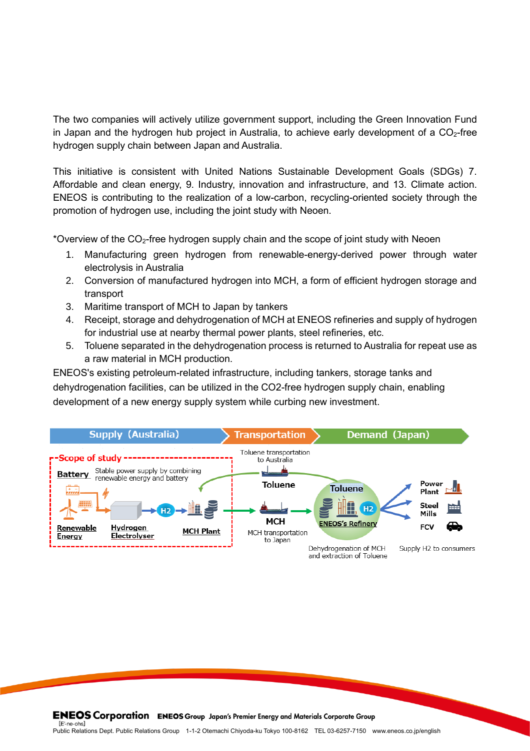The two companies will actively utilize government support, including the Green Innovation Fund in Japan and the hydrogen hub project in Australia, to achieve early development of a $CO_2$-free hydrogen supply chain between Japan and Australia.

This initiative is consistent with United Nations Sustainable Development Goals (SDGs) 7. Affordable and clean energy, 9. Industry, innovation and infrastructure, and 13. Climate action. ENEOS is contributing to the realization of a low-carbon, recycling-oriented society through the promotion of hydrogen use, including the joint study with Neoen.

*Overview of the $CO_2$-free hydrogen supply chain and the scope of joint study with Neoen

1. Manufacturing green hydrogen from renewable-energy-derived power through water electrolysis in Australia
2. Conversion of manufactured hydrogen into MCH, a form of efficient hydrogen storage and transport
3. Maritime transport of MCH to Japan by tankers
4. Receipt, storage and dehydrogenation of MCH at ENEOS refineries and supply of hydrogen for industrial use at nearby thermal power plants, steel refineries, etc.
5. Toluene separated in the dehydrogenation process is returned to Australia for repeat use as a raw material in MCH production.

ENEOS's existing petroleum-related infrastructure, including tankers, storage tanks and dehydrogenation facilities, can be utilized in the CO2-free hydrogen supply chain, enabling development of a new energy supply system while curbing new investment.

Supply（Australia） Transportation Demand（Japan）

Scope of study

Battery Stable power supply by combining renewable energy and battery

Renewable Energy

Hydrogen Electrolyser

H2

MCH Plant

Toluene transportation to Australia

Toluene

MCH

MCH transportation to Japan

Toluene

H2

ENEOS's Refinery

Dehydrogenation of MCH and extraction of Toluene

Power Plant

Steel Mills

FCV

Supply H2 to consumers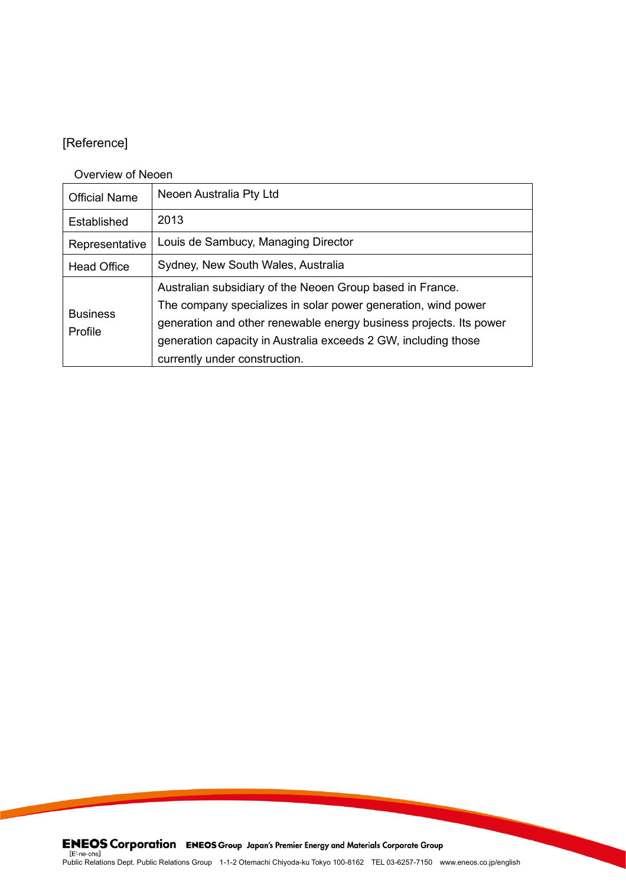[Reference]

Overview of Neoen

| | |
|---|---|
| Official Name | Neoen Australia Pty Ltd |
| Established | 2013 |
| Representative | Louis de Sambucy, Managing Director |
| Head Office | Sydney, New South Wales, Australia |
| Business Profile | Australian subsidiary of the Neoen Group based in France. The company specializes in solar power generation, wind power generation and other renewable energy business projects. Its power generation capacity in Australia exceeds 2 GW, including those currently under construction. |